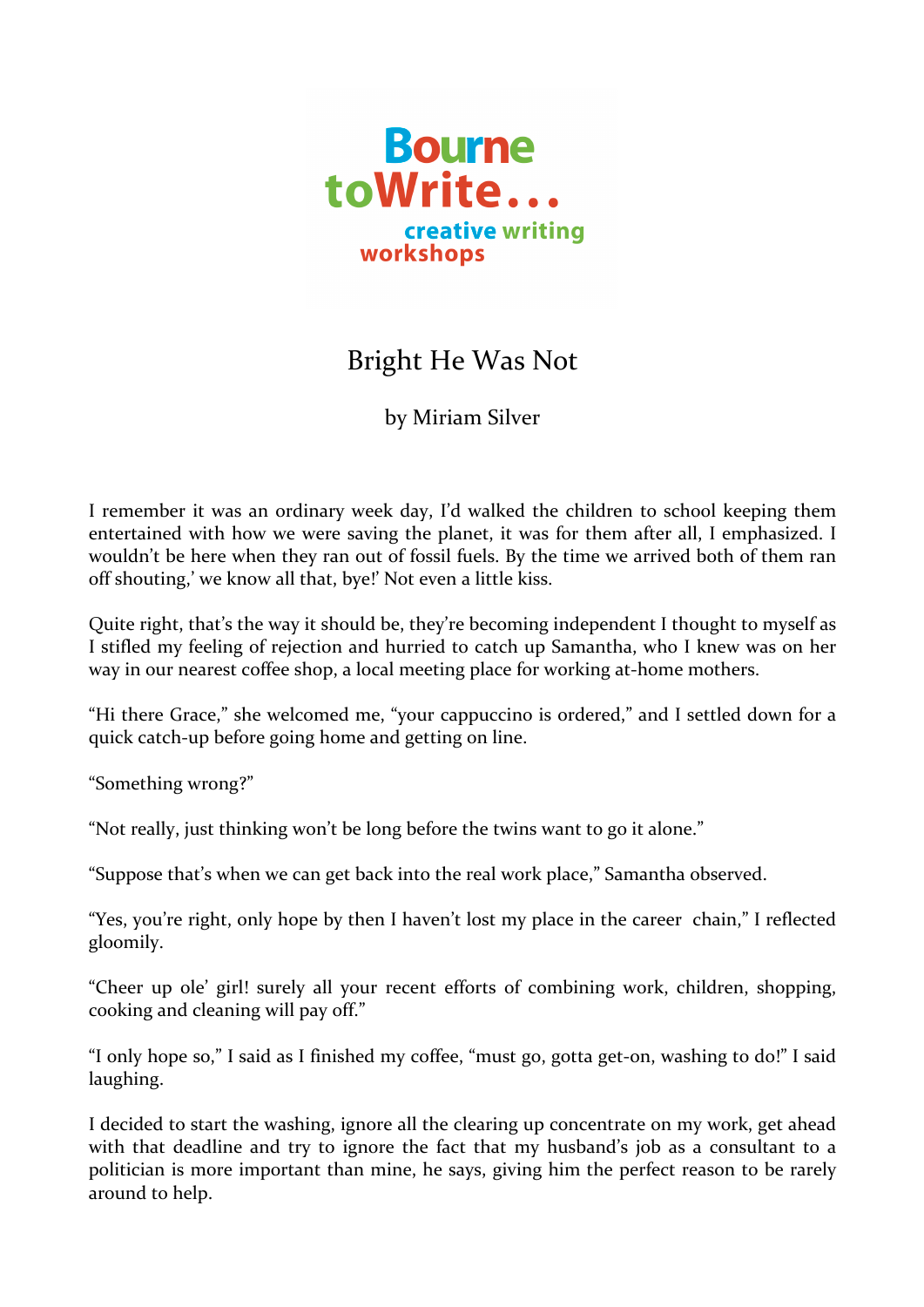Bourne toWrite... creative writing workshops

# Bright He Was Not

by Miriam Silver

I remember it was an ordinary week day, I'd walked the children to school keeping them entertained with how we were saving the planet, it was for them after all, I emphasized. I wouldn't be here when they ran out of fossil fuels. By the time we arrived both of them ran off shouting,' we know all that, bye!' Not even a little kiss.

Quite right, that's the way it should be, they're becoming independent I thought to myself as I stifled my feeling of rejection and hurried to catch up Samantha, who I knew was on her way in our nearest coffee shop, a local meeting place for working at-home mothers.

"Hi there Grace," she welcomed me, "your cappuccino is ordered," and I settled down for a quick catch-up before going home and getting on line.

"Something wrong?"

"Not really, just thinking won't be long before the twins want to go it alone."

"Suppose that's when we can get back into the real work place," Samantha observed.

"Yes, you're right, only hope by then I haven't lost my place in the career chain," I reflected gloomily.

"Cheer up ole' girl! surely all your recent efforts of combining work, children, shopping, cooking and cleaning will pay off."

"I only hope so," I said as I finished my coffee, "must go, gotta get-on, washing to do!" I said laughing.

I decided to start the washing, ignore all the clearing up concentrate on my work, get ahead with that deadline and try to ignore the fact that my husband's job as a consultant to a politician is more important than mine, he says, giving him the perfect reason to be rarely around to help.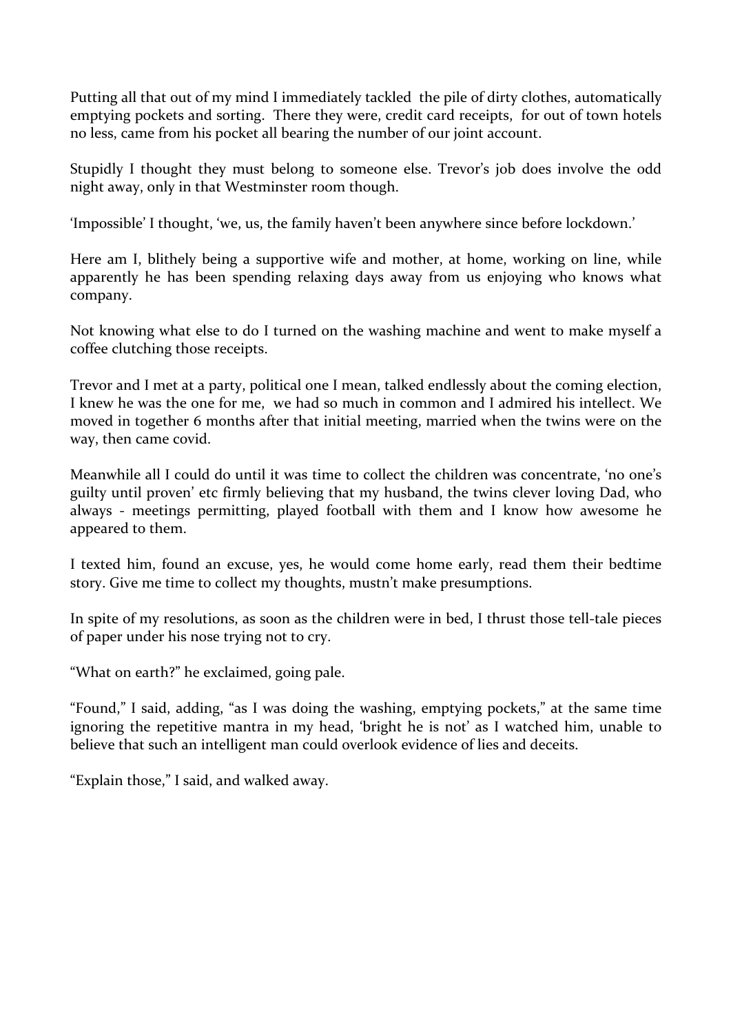Putting all that out of my mind I immediately tackled  the pile of dirty clothes, automatically emptying pockets and sorting.  There they were, credit card receipts,  for out of town hotels no less, came from his pocket all bearing the number of our joint account.

Stupidly I thought they must belong to someone else. Trevor's job does involve the odd night away, only in that Westminster room though.

'Impossible' I thought, 'we, us, the family haven't been anywhere since before lockdown.'

Here am I, blithely being a supportive wife and mother, at home, working on line, while apparently he has been spending relaxing days away from us enjoying who knows what company.

Not knowing what else to do I turned on the washing machine and went to make myself a coffee clutching those receipts.

Trevor and I met at a party, political one I mean, talked endlessly about the coming election, I knew he was the one for me,  we had so much in common and I admired his intellect. We moved in together 6 months after that initial meeting, married when the twins were on the way, then came covid.

Meanwhile all I could do until it was time to collect the children was concentrate, 'no one's guilty until proven' etc firmly believing that my husband, the twins clever loving Dad, who always - meetings permitting, played football with them and I know how awesome he appeared to them.

I texted him, found an excuse, yes, he would come home early, read them their bedtime story. Give me time to collect my thoughts, mustn't make presumptions.

In spite of my resolutions, as soon as the children were in bed, I thrust those tell-tale pieces of paper under his nose trying not to cry.

"What on earth?" he exclaimed, going pale.

"Found," I said, adding, "as I was doing the washing, emptying pockets," at the same time ignoring the repetitive mantra in my head, 'bright he is not' as I watched him, unable to believe that such an intelligent man could overlook evidence of lies and deceits.

"Explain those," I said, and walked away.